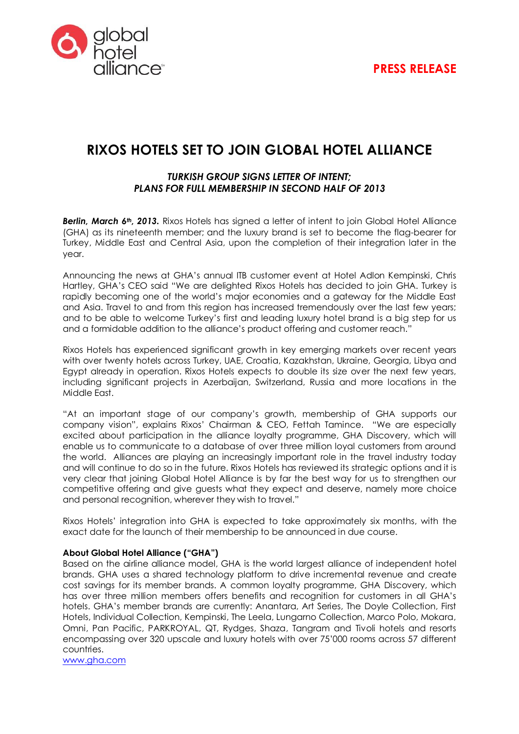global hotel alliance

**PRESS RELEASE**

# RIXOS HOTELS SET TO JOIN GLOBAL HOTEL ALLIANCE

***TURKISH GROUP SIGNS LETTER OF INTENT; PLANS FOR FULL MEMBERSHIP IN SECOND HALF OF 2013***

***Berlin, March 6th, 2013.*** Rixos Hotels has signed a letter of intent to join Global Hotel Alliance (GHA) as its nineteenth member; and the luxury brand is set to become the flag-bearer for Turkey, Middle East and Central Asia, upon the completion of their integration later in the year.

Announcing the news at GHA's annual ITB customer event at Hotel Adlon Kempinski, Chris Hartley, GHA's CEO said "We are delighted Rixos Hotels has decided to join GHA. Turkey is rapidly becoming one of the world's major economies and a gateway for the Middle East and Asia. Travel to and from this region has increased tremendously over the last few years; and to be able to welcome Turkey's first and leading luxury hotel brand is a big step for us and a formidable addition to the alliance's product offering and customer reach."

Rixos Hotels has experienced significant growth in key emerging markets over recent years with over twenty hotels across Turkey, UAE, Croatia, Kazakhstan, Ukraine, Georgia, Libya and Egypt already in operation. Rixos Hotels expects to double its size over the next few years, including significant projects in Azerbaijan, Switzerland, Russia and more locations in the Middle East.

"At an important stage of our company's growth, membership of GHA supports our company vision", explains Rixos' Chairman & CEO, Fettah Tamince. "We are especially excited about participation in the alliance loyalty programme, GHA Discovery, which will enable us to communicate to a database of over three million loyal customers from around the world. Alliances are playing an increasingly important role in the travel industry today and will continue to do so in the future. Rixos Hotels has reviewed its strategic options and it is very clear that joining Global Hotel Alliance is by far the best way for us to strengthen our competitive offering and give guests what they expect and deserve, namely more choice and personal recognition, wherever they wish to travel."

Rixos Hotels' integration into GHA is expected to take approximately six months, with the exact date for the launch of their membership to be announced in due course.

**About Global Hotel Alliance ("GHA")**

Based on the airline alliance model, GHA is the world largest alliance of independent hotel brands. GHA uses a shared technology platform to drive incremental revenue and create cost savings for its member brands. A common loyalty programme, GHA Discovery, which has over three million members offers benefits and recognition for customers in all GHA's hotels. GHA's member brands are currently: Anantara, Art Series, The Doyle Collection, First Hotels, Individual Collection, Kempinski, The Leela, Lungarno Collection, Marco Polo, Mokara, Omni, Pan Pacific, PARKROYAL, QT, Rydges, Shaza, Tangram and Tivoli hotels and resorts encompassing over 320 upscale and luxury hotels with over 75'000 rooms across 57 different countries.

www.gha.com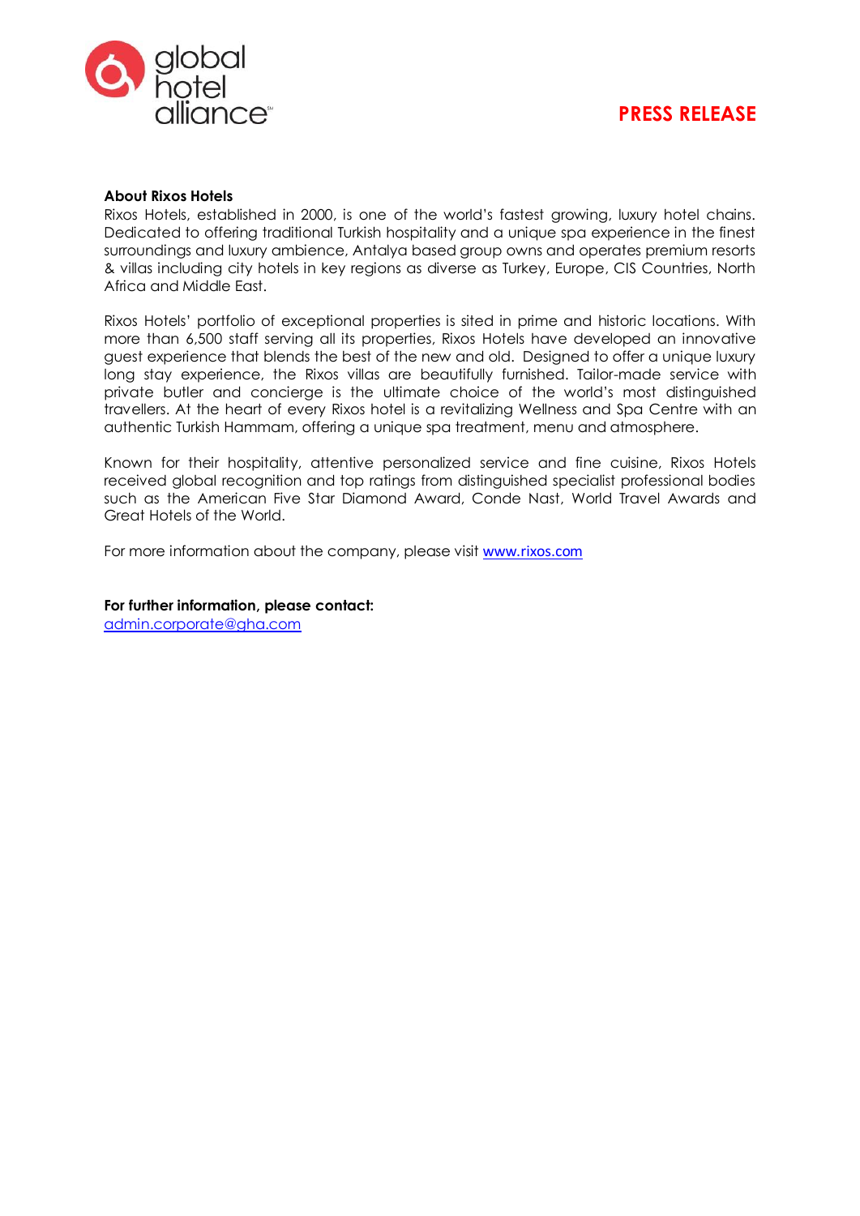**About Rixos Hotels**

Rixos Hotels, established in 2000, is one of the world's fastest growing, luxury hotel chains. Dedicated to offering traditional Turkish hospitality and a unique spa experience in the finest surroundings and luxury ambience, Antalya based group owns and operates premium resorts & villas including city hotels in key regions as diverse as Turkey, Europe, CIS Countries, North Africa and Middle East.

Rixos Hotels' portfolio of exceptional properties is sited in prime and historic locations. With more than 6,500 staff serving all its properties, Rixos Hotels have developed an innovative guest experience that blends the best of the new and old. Designed to offer a unique luxury long stay experience, the Rixos villas are beautifully furnished. Tailor-made service with private butler and concierge is the ultimate choice of the world's most distinguished travellers. At the heart of every Rixos hotel is a revitalizing Wellness and Spa Centre with an authentic Turkish Hammam, offering a unique spa treatment, menu and atmosphere.

Known for their hospitality, attentive personalized service and fine cuisine, Rixos Hotels received global recognition and top ratings from distinguished specialist professional bodies such as the American Five Star Diamond Award, Conde Nast, World Travel Awards and Great Hotels of the World.

For more information about the company, please visit www.rixos.com

**For further information, please contact:**
admin.corporate@gha.com